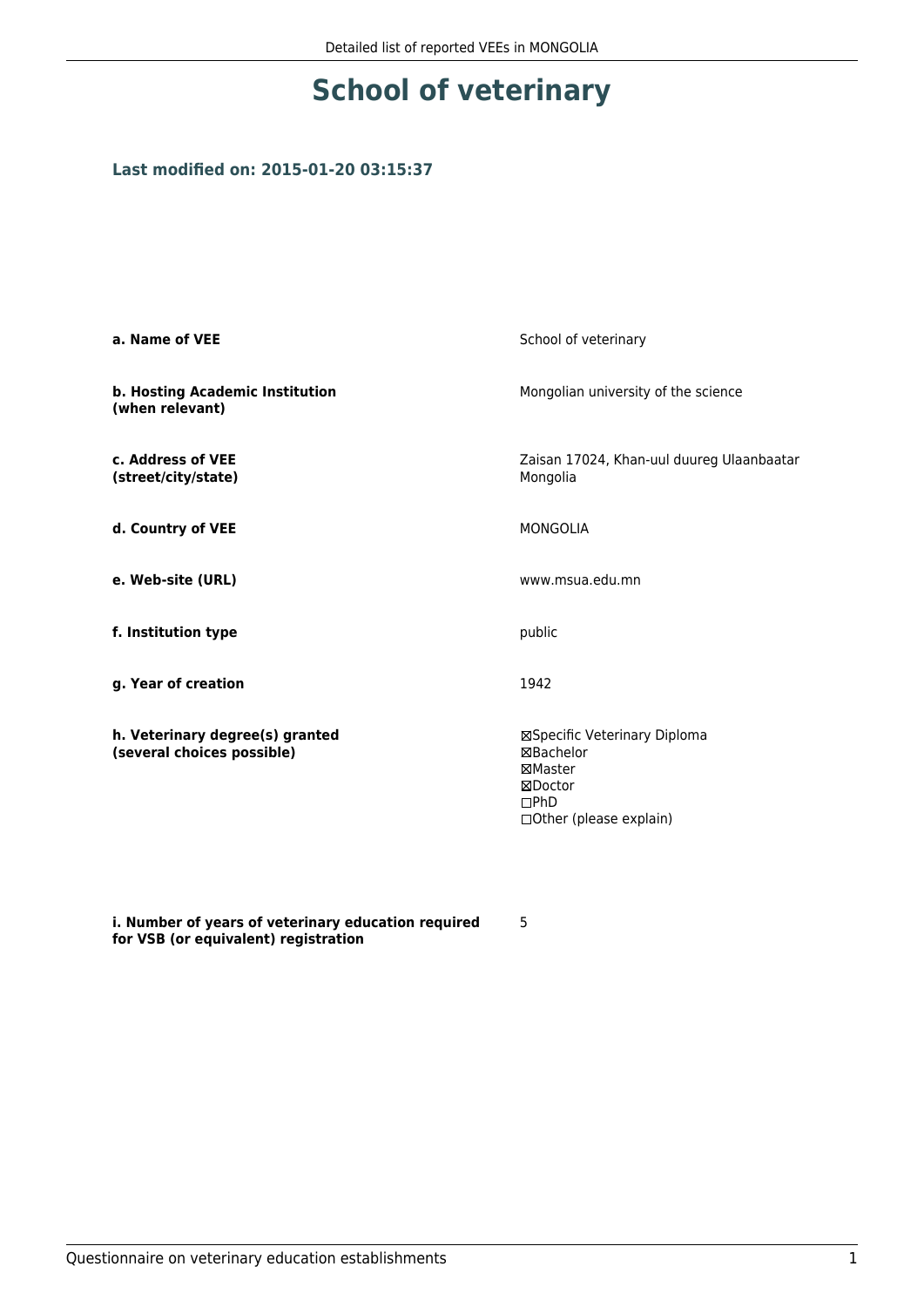# School of veterinary

### Last modified on: 2015-01-20 03:15:37

| | |
|---|---|
| **a. Name of VEE** | School of veterinary |
| **b. Hosting Academic Institution (when relevant)** | Mongolian university of the science |
| **c. Address of VEE (street/city/state)** | Zaisan 17024, Khan-uul duureg Ulaanbaatar Mongolia |
| **d. Country of VEE** | MONGOLIA |
| **e. Web-site (URL)** | www.msua.edu.mn |
| **f. Institution type** | public |
| **g. Year of creation** | 1942 |
| **h. Veterinary degree(s) granted (several choices possible)** | ☒Specific Veterinary Diploma<br>☒Bachelor<br>☒Master<br>☒Doctor<br>☐PhD<br>☐Other (please explain) |
| **i. Number of years of veterinary education required for VSB (or equivalent) registration** | 5 |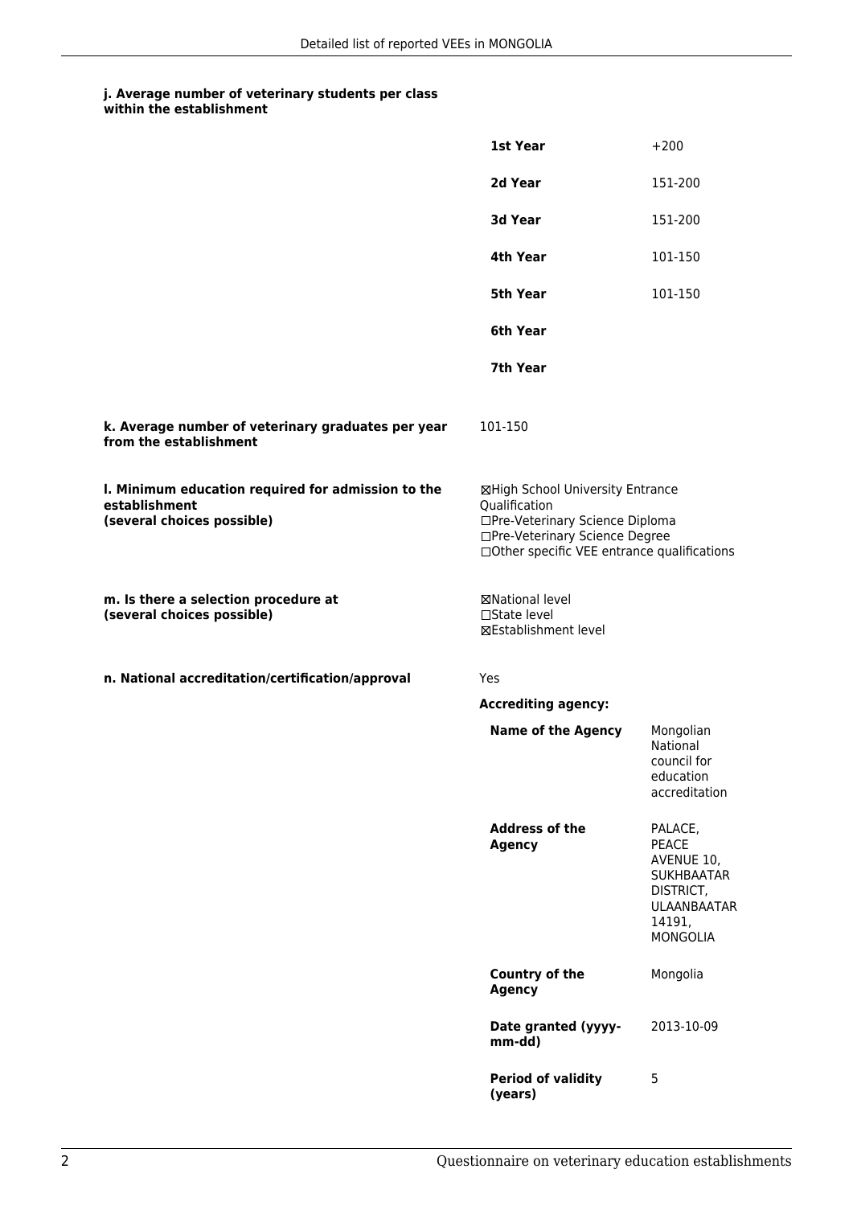**j. Average number of veterinary students per class within the establishment**

| | |
|---|---|
| **1st Year** | +200 |
| **2d Year** | 151-200 |
| **3d Year** | 151-200 |
| **4th Year** | 101-150 |
| **5th Year** | 101-150 |
| **6th Year** | |
| **7th Year** | |

**k. Average number of veterinary graduates per year from the establishment**

101-150

**l. Minimum education required for admission to the establishment (several choices possible)**

☒High School University Entrance Qualification
☐Pre-Veterinary Science Diploma
☐Pre-Veterinary Science Degree
☐Other specific VEE entrance qualifications

**m. Is there a selection procedure at (several choices possible)**

☒National level
☐State level
☒Establishment level

**n. National accreditation/certification/approval**

Yes

**Accrediting agency:**

| | |
|---|---|
| **Name of the Agency** | Mongolian National council for education accreditation |
| **Address of the Agency** | PALACE, PEACE AVENUE 10, SUKHBAATAR DISTRICT, ULAANBAATAR 14191, MONGOLIA |
| **Country of the Agency** | Mongolia |
| **Date granted (yyyy-mm-dd)** | 2013-10-09 |
| **Period of validity (years)** | 5 |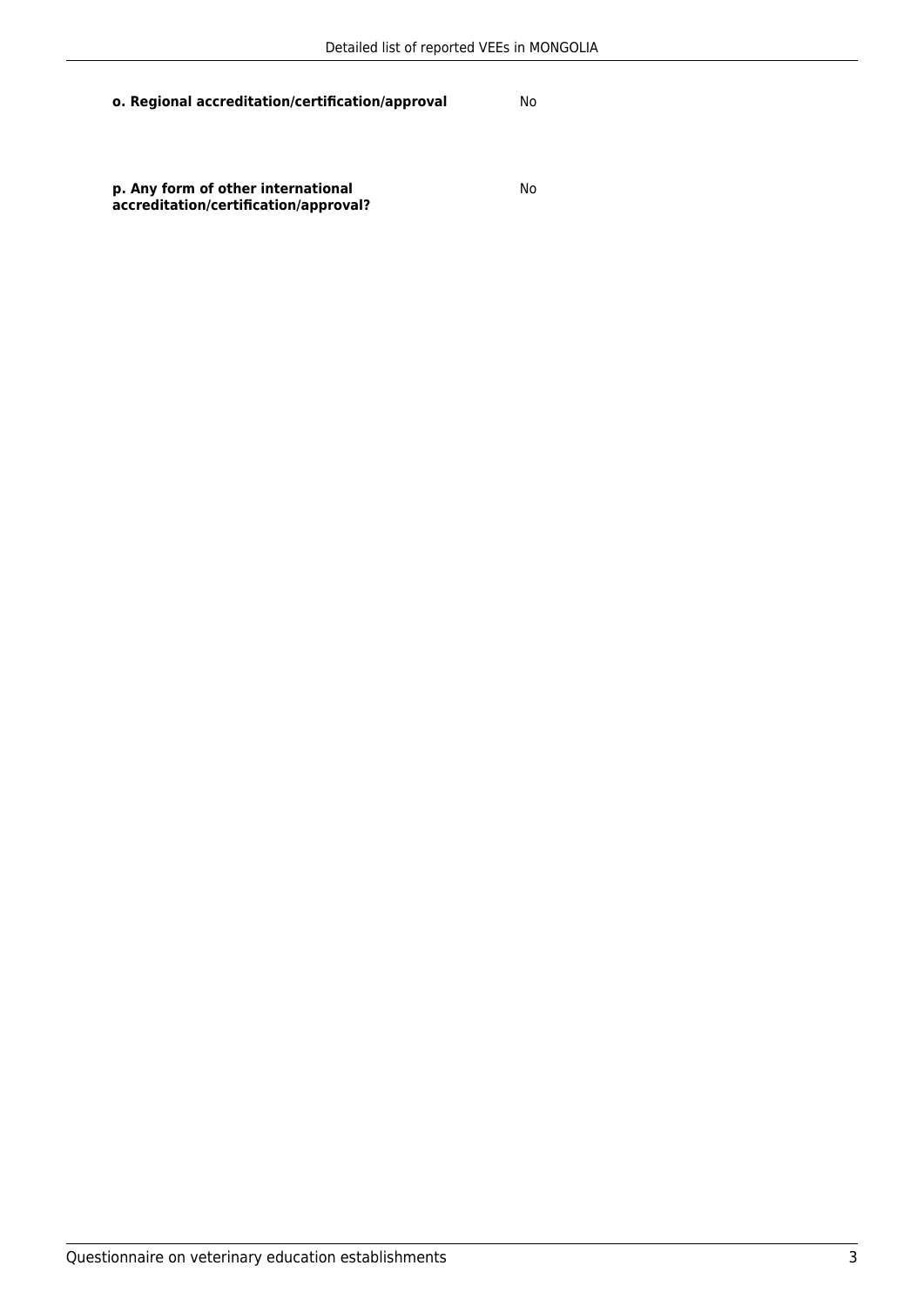| | |
|---|---|
| **o. Regional accreditation/certification/approval** | No |
| **p. Any form of other international accreditation/certification/approval?** | No |